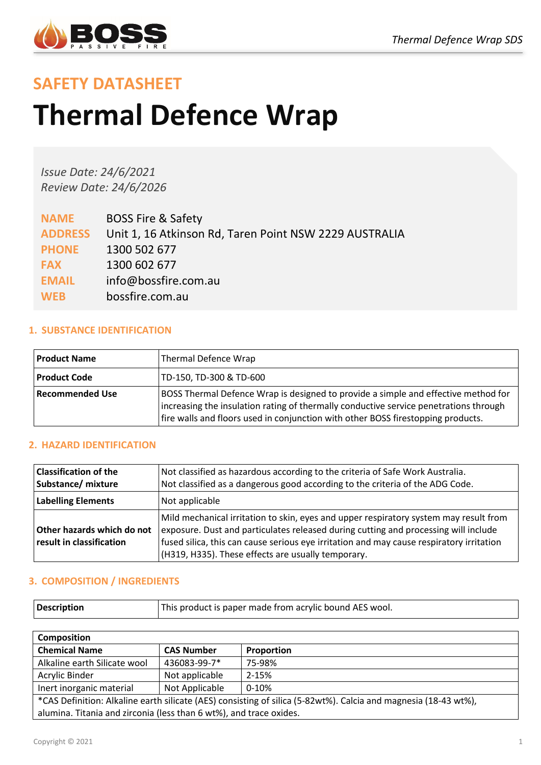## SAFETY DATASHEET

# Thermal Defence Wrap

*Issue Date: 24/6/2021*
*Review Date: 24/6/2026*

**NAME** BOSS Fire & Safety
**ADDRESS** Unit 1, 16 Atkinson Rd, Taren Point NSW 2229 AUSTRALIA
**PHONE** 1300 502 677
**FAX** 1300 602 677
**EMAIL** info@bossfire.com.au
**WEB** bossfire.com.au

### 1. SUBSTANCE IDENTIFICATION

| | |
|---|---|
| **Product Name** | Thermal Defence Wrap |
| **Product Code** | TD-150, TD-300 & TD-600 |
| **Recommended Use** | BOSS Thermal Defence Wrap is designed to provide a simple and effective method for increasing the insulation rating of thermally conductive service penetrations through fire walls and floors used in conjunction with other BOSS firestopping products. |

### 2. HAZARD IDENTIFICATION

| | |
|---|---|
| **Classification of the Substance/ mixture** | Not classified as hazardous according to the criteria of Safe Work Australia. Not classified as a dangerous good according to the criteria of the ADG Code. |
| **Labelling Elements** | Not applicable |
| **Other hazards which do not result in classification** | Mild mechanical irritation to skin, eyes and upper respiratory system may result from exposure. Dust and particulates released during cutting and processing will include fused silica, this can cause serious eye irritation and may cause respiratory irritation (H319, H335). These effects are usually temporary. |

### 3. COMPOSITION / INGREDIENTS

| | |
|---|---|
| **Description** | This product is paper made from acrylic bound AES wool. |

| **Composition** | | |
|---|---|---|
| **Chemical Name** | **CAS Number** | **Proportion** |
| Alkaline earth Silicate wool | 436083-99-7* | 75-98% |
| Acrylic Binder | Not applicable | 2-15% |
| Inert inorganic material | Not Applicable | 0-10% |

*CAS Definition: Alkaline earth silicate (AES) consisting of silica (5-82wt%). Calcia and magnesia (18-43 wt%), alumina. Titania and zirconia (less than 6 wt%), and trace oxides.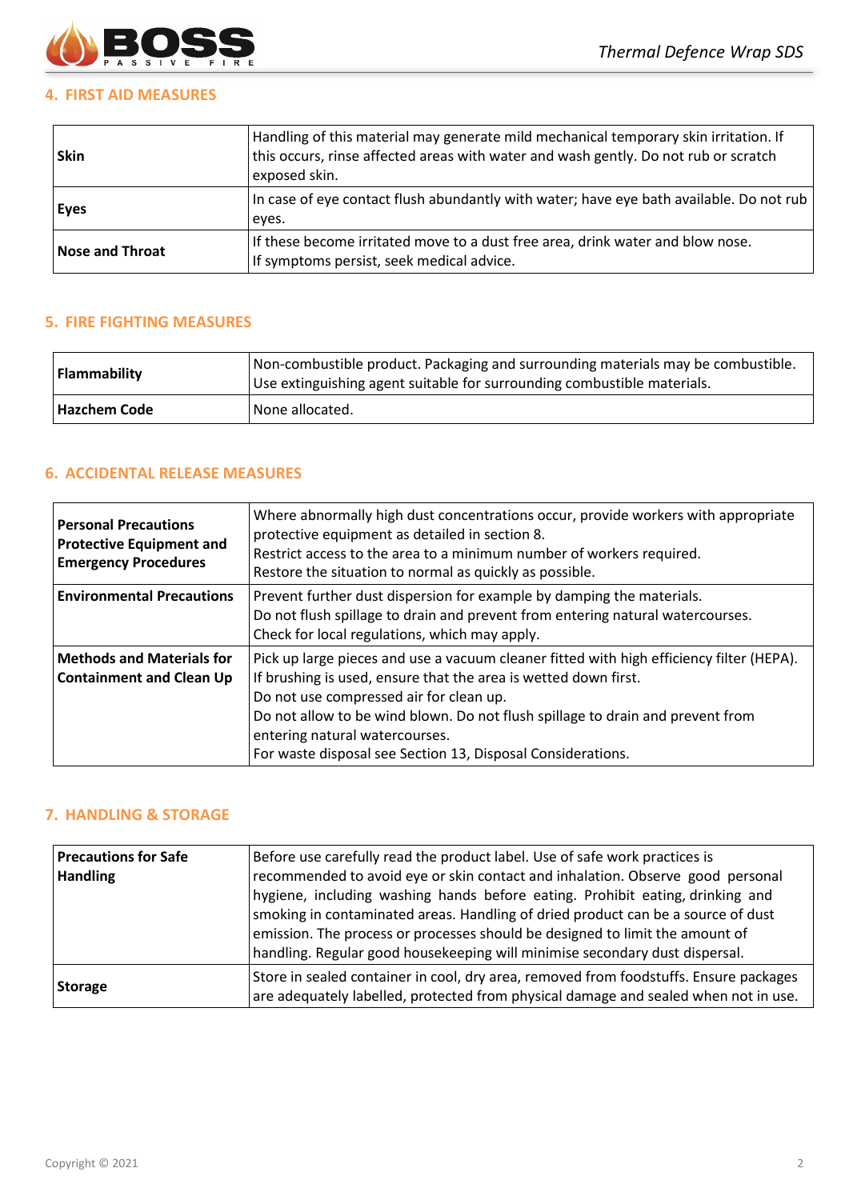## 4. FIRST AID MEASURES

| | |
|---|---|
| **Skin** | Handling of this material may generate mild mechanical temporary skin irritation. If this occurs, rinse affected areas with water and wash gently. Do not rub or scratch exposed skin. |
| **Eyes** | In case of eye contact flush abundantly with water; have eye bath available. Do not rub eyes. |
| **Nose and Throat** | If these become irritated move to a dust free area, drink water and blow nose.<br>If symptoms persist, seek medical advice. |

## 5. FIRE FIGHTING MEASURES

| | |
|---|---|
| **Flammability** | Non-combustible product. Packaging and surrounding materials may be combustible. Use extinguishing agent suitable for surrounding combustible materials. |
| **Hazchem Code** | None allocated. |

## 6. ACCIDENTAL RELEASE MEASURES

| | |
|---|---|
| **Personal Precautions Protective Equipment and Emergency Procedures** | Where abnormally high dust concentrations occur, provide workers with appropriate protective equipment as detailed in section 8.<br>Restrict access to the area to a minimum number of workers required.<br>Restore the situation to normal as quickly as possible. |
| **Environmental Precautions** | Prevent further dust dispersion for example by damping the materials.<br>Do not flush spillage to drain and prevent from entering natural watercourses.<br>Check for local regulations, which may apply. |
| **Methods and Materials for Containment and Clean Up** | Pick up large pieces and use a vacuum cleaner fitted with high efficiency filter (HEPA).<br>If brushing is used, ensure that the area is wetted down first.<br>Do not use compressed air for clean up.<br>Do not allow to be wind blown. Do not flush spillage to drain and prevent from entering natural watercourses.<br>For waste disposal see Section 13, Disposal Considerations. |

## 7. HANDLING & STORAGE

| | |
|---|---|
| **Precautions for Safe Handling** | Before use carefully read the product label. Use of safe work practices is recommended to avoid eye or skin contact and inhalation. Observe good personal hygiene, including washing hands before eating. Prohibit eating, drinking and smoking in contaminated areas. Handling of dried product can be a source of dust emission. The process or processes should be designed to limit the amount of handling. Regular good housekeeping will minimise secondary dust dispersal. |
| **Storage** | Store in sealed container in cool, dry area, removed from foodstuffs. Ensure packages are adequately labelled, protected from physical damage and sealed when not in use. |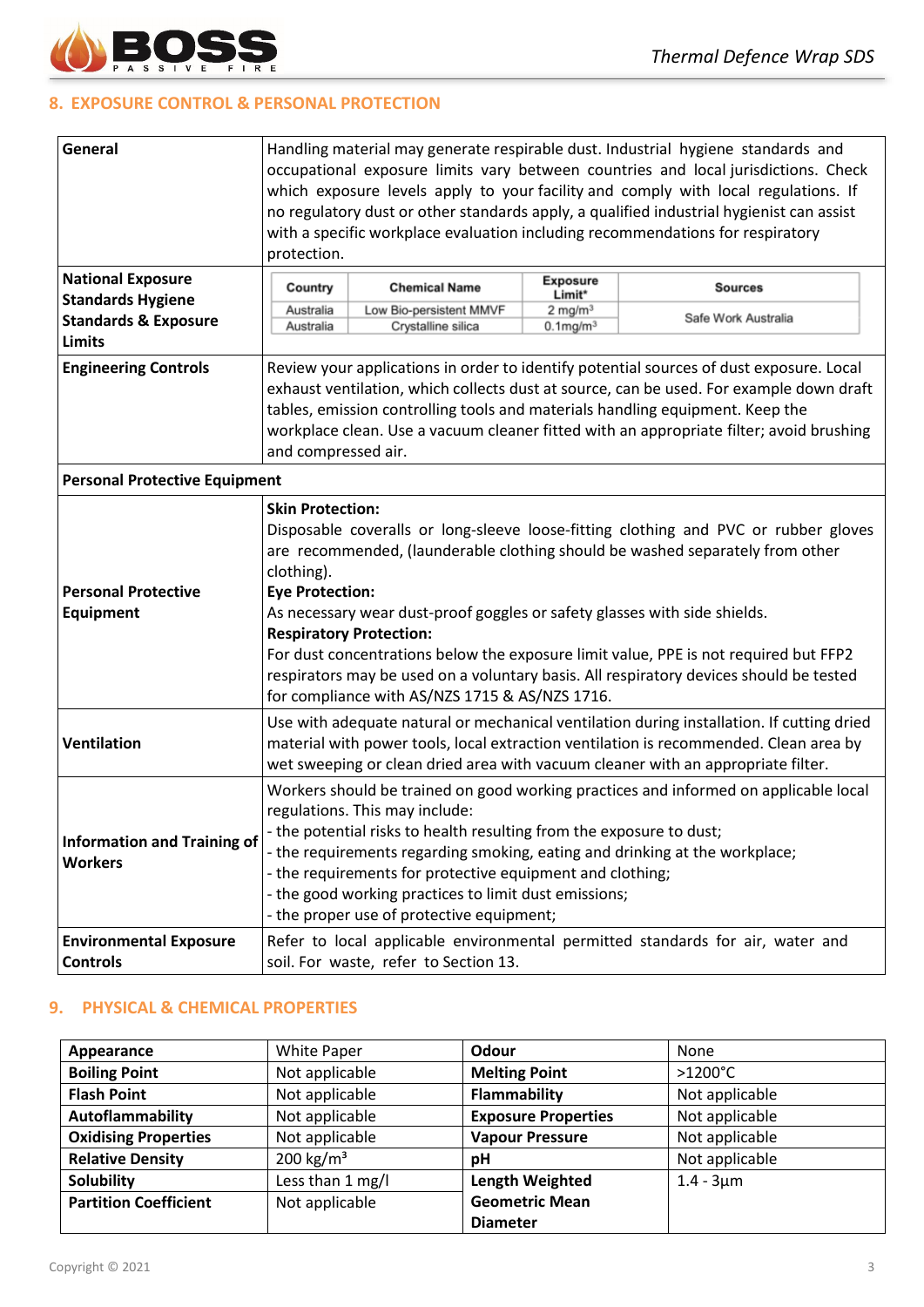## 8. EXPOSURE CONTROL & PERSONAL PROTECTION

| | |
|---|---|
| **General** | Handling material may generate respirable dust. Industrial hygiene standards and occupational exposure limits vary between countries and local jurisdictions. Check which exposure levels apply to your facility and comply with local regulations. If no regulatory dust or other standards apply, a qualified industrial hygienist can assist with a specific workplace evaluation including recommendations for respiratory protection. |
| **National Exposure Standards Hygiene Standards & Exposure Limits** | (see table below) |
| **Engineering Controls** | Review your applications in order to identify potential sources of dust exposure. Local exhaust ventilation, which collects dust at source, can be used. For example down draft tables, emission controlling tools and materials handling equipment. Keep the workplace clean. Use a vacuum cleaner fitted with an appropriate filter; avoid brushing and compressed air. |
| **Personal Protective Equipment** | |
| **Personal Protective Equipment** | **Skin Protection:** Disposable coveralls or long-sleeve loose-fitting clothing and PVC or rubber gloves are recommended, (launderable clothing should be washed separately from other clothing). **Eye Protection:** As necessary wear dust-proof goggles or safety glasses with side shields. **Respiratory Protection:** For dust concentrations below the exposure limit value, PPE is not required but FFP2 respirators may be used on a voluntary basis. All respiratory devices should be tested for compliance with AS/NZS 1715 & AS/NZS 1716. |
| **Ventilation** | Use with adequate natural or mechanical ventilation during installation. If cutting dried material with power tools, local extraction ventilation is recommended. Clean area by wet sweeping or clean dried area with vacuum cleaner with an appropriate filter. |
| **Information and Training of Workers** | Workers should be trained on good working practices and informed on applicable local regulations. This may include: - the potential risks to health resulting from the exposure to dust; - the requirements regarding smoking, eating and drinking at the workplace; - the requirements for protective equipment and clothing; - the good working practices to limit dust emissions; - the proper use of protective equipment; |
| **Environmental Exposure Controls** | Refer to local applicable environmental permitted standards for air, water and soil. For waste, refer to Section 13. |

**National Exposure Standards Hygiene Standards & Exposure Limits**

| Country | Chemical Name | Exposure Limit* | Sources |
|---|---|---|---|
| Australia | Low Bio-persistent MMVF | 2 mg/m³ | Safe Work Australia |
| Australia | Crystalline silica | 0.1mg/m³ | Safe Work Australia |

## 9. PHYSICAL & CHEMICAL PROPERTIES

| | | | |
|---|---|---|---|
| **Appearance** | White Paper | **Odour** | None |
| **Boiling Point** | Not applicable | **Melting Point** | >1200°C |
| **Flash Point** | Not applicable | **Flammability** | Not applicable |
| **Autoflammability** | Not applicable | **Exposure Properties** | Not applicable |
| **Oxidising Properties** | Not applicable | **Vapour Pressure** | Not applicable |
| **Relative Density** | 200 kg/m³ | **pH** | Not applicable |
| **Solubility** | Less than 1 mg/l | **Length Weighted Geometric Mean Diameter** | 1.4 - 3µm |
| **Partition Coefficient** | Not applicable | | |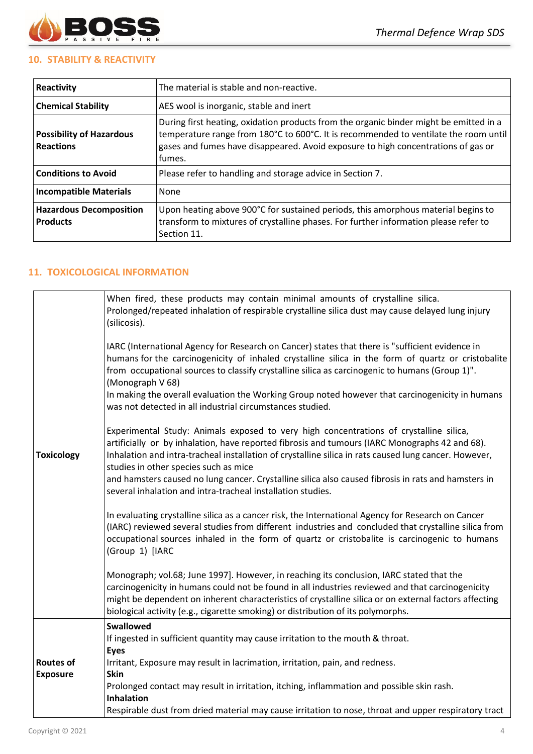## 10. STABILITY & REACTIVITY

| | |
|---|---|
| **Reactivity** | The material is stable and non-reactive. |
| **Chemical Stability** | AES wool is inorganic, stable and inert |
| **Possibility of Hazardous Reactions** | During first heating, oxidation products from the organic binder might be emitted in a temperature range from 180°C to 600°C. It is recommended to ventilate the room until gases and fumes have disappeared. Avoid exposure to high concentrations of gas or fumes. |
| **Conditions to Avoid** | Please refer to handling and storage advice in Section 7. |
| **Incompatible Materials** | None |
| **Hazardous Decomposition Products** | Upon heating above 900°C for sustained periods, this amorphous material begins to transform to mixtures of crystalline phases. For further information please refer to Section 11. |

## 11. TOXICOLOGICAL INFORMATION

| | |
|---|---|
| **Toxicology** | When fired, these products may contain minimal amounts of crystalline silica. Prolonged/repeated inhalation of respirable crystalline silica dust may cause delayed lung injury (silicosis).<br><br>IARC (International Agency for Research on Cancer) states that there is "sufficient evidence in humans for the carcinogenicity of inhaled crystalline silica in the form of quartz or cristobalite from occupational sources to classify crystalline silica as carcinogenic to humans (Group 1)". (Monograph V 68)<br>In making the overall evaluation the Working Group noted however that carcinogenicity in humans was not detected in all industrial circumstances studied.<br><br>Experimental Study: Animals exposed to very high concentrations of crystalline silica, artificially or by inhalation, have reported fibrosis and tumours (IARC Monographs 42 and 68). Inhalation and intra-tracheal installation of crystalline silica in rats caused lung cancer. However, studies in other species such as mice<br>and hamsters caused no lung cancer. Crystalline silica also caused fibrosis in rats and hamsters in several inhalation and intra-tracheal installation studies.<br><br>In evaluating crystalline silica as a cancer risk, the International Agency for Research on Cancer (IARC) reviewed several studies from different industries and concluded that crystalline silica from occupational sources inhaled in the form of quartz or cristobalite is carcinogenic to humans (Group 1) [IARC<br><br>Monograph; vol.68; June 1997]. However, in reaching its conclusion, IARC stated that the carcinogenicity in humans could not be found in all industries reviewed and that carcinogenicity might be dependent on inherent characteristics of crystalline silica or on external factors affecting biological activity (e.g., cigarette smoking) or distribution of its polymorphs. |
| **Routes of Exposure** | **Swallowed**<br>If ingested in sufficient quantity may cause irritation to the mouth & throat.<br>**Eyes**<br>Irritant, Exposure may result in lacrimation, irritation, pain, and redness.<br>**Skin**<br>Prolonged contact may result in irritation, itching, inflammation and possible skin rash.<br>**Inhalation**<br>Respirable dust from dried material may cause irritation to nose, throat and upper respiratory tract |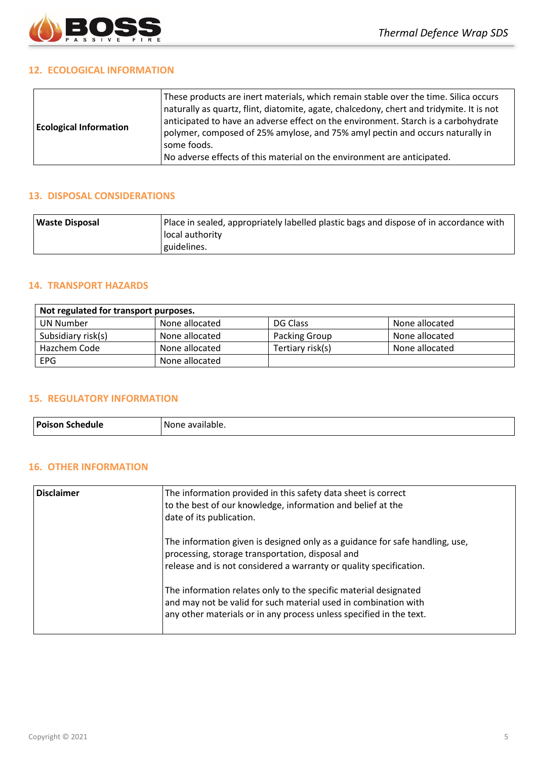## 12. ECOLOGICAL INFORMATION

| | |
|---|---|
| **Ecological Information** | These products are inert materials, which remain stable over the time. Silica occurs naturally as quartz, flint, diatomite, agate, chalcedony, chert and tridymite. It is not anticipated to have an adverse effect on the environment. Starch is a carbohydrate polymer, composed of 25% amylose, and 75% amyl pectin and occurs naturally in some foods.<br>No adverse effects of this material on the environment are anticipated. |

## 13. DISPOSAL CONSIDERATIONS

| | |
|---|---|
| **Waste Disposal** | Place in sealed, appropriately labelled plastic bags and dispose of in accordance with local authority guidelines. |

## 14. TRANSPORT HAZARDS

| **Not regulated for transport purposes.** | | | |
|---|---|---|---|
| UN Number | None allocated | DG Class | None allocated |
| Subsidiary risk(s) | None allocated | Packing Group | None allocated |
| Hazchem Code | None allocated | Tertiary risk(s) | None allocated |
| EPG | None allocated | | |

## 15. REGULATORY INFORMATION

| | |
|---|---|
| **Poison Schedule** | None available. |

## 16. OTHER INFORMATION

| | |
|---|---|
| **Disclaimer** | The information provided in this safety data sheet is correct to the best of our knowledge, information and belief at the date of its publication.<br><br>The information given is designed only as a guidance for safe handling, use, processing, storage transportation, disposal and release and is not considered a warranty or quality specification.<br><br>The information relates only to the specific material designated and may not be valid for such material used in combination with any other materials or in any process unless specified in the text. |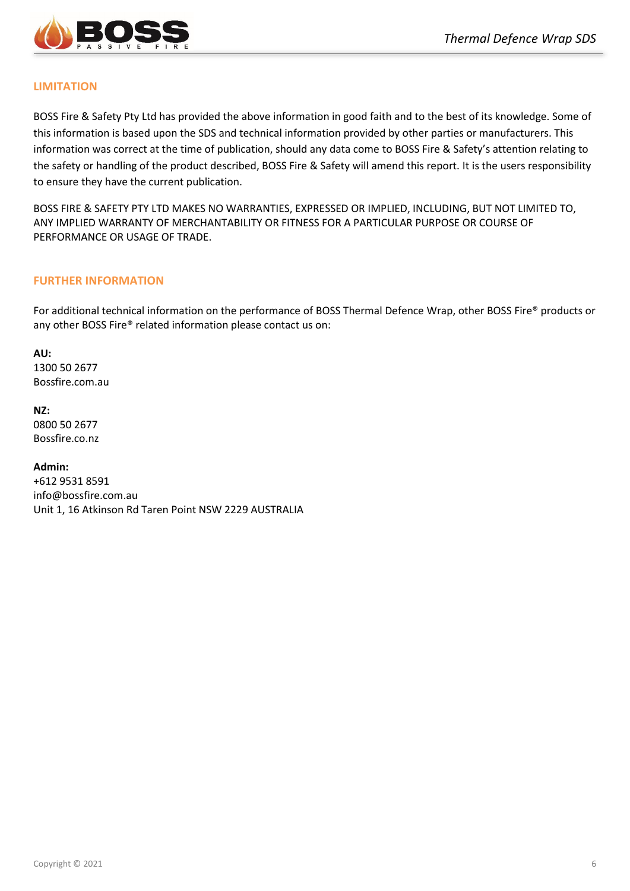## LIMITATION

BOSS Fire & Safety Pty Ltd has provided the above information in good faith and to the best of its knowledge. Some of this information is based upon the SDS and technical information provided by other parties or manufacturers. This information was correct at the time of publication, should any data come to BOSS Fire & Safety's attention relating to the safety or handling of the product described, BOSS Fire & Safety will amend this report. It is the users responsibility to ensure they have the current publication.

BOSS FIRE & SAFETY PTY LTD MAKES NO WARRANTIES, EXPRESSED OR IMPLIED, INCLUDING, BUT NOT LIMITED TO, ANY IMPLIED WARRANTY OF MERCHANTABILITY OR FITNESS FOR A PARTICULAR PURPOSE OR COURSE OF PERFORMANCE OR USAGE OF TRADE.

## FURTHER INFORMATION

For additional technical information on the performance of BOSS Thermal Defence Wrap, other BOSS Fire® products or any other BOSS Fire® related information please contact us on:

**AU:**
1300 50 2677
Bossfire.com.au

**NZ:**
0800 50 2677
Bossfire.co.nz

**Admin:**
+612 9531 8591
info@bossfire.com.au
Unit 1, 16 Atkinson Rd Taren Point NSW 2229 AUSTRALIA

Copyright © 2021